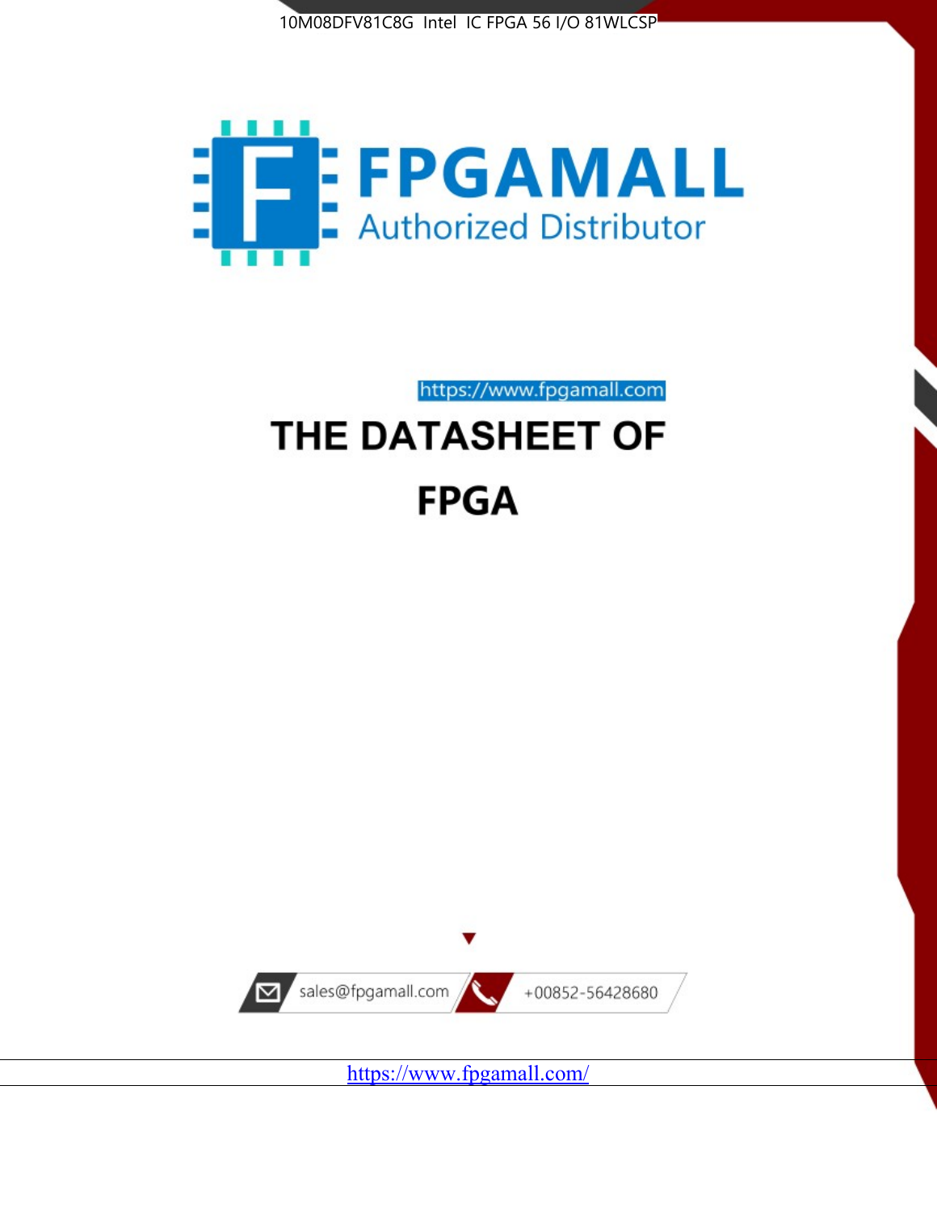10M08DFV81C8G Intel IC FPGA 56 I/O 81WLCSP

FPGAMALL

Authorized Distributor

https://www.fpgamall.com

# THE DATASHEET OF

# FPGA

sales@fpgamall.com

+00852-56428680

https://www.fpgamall.com/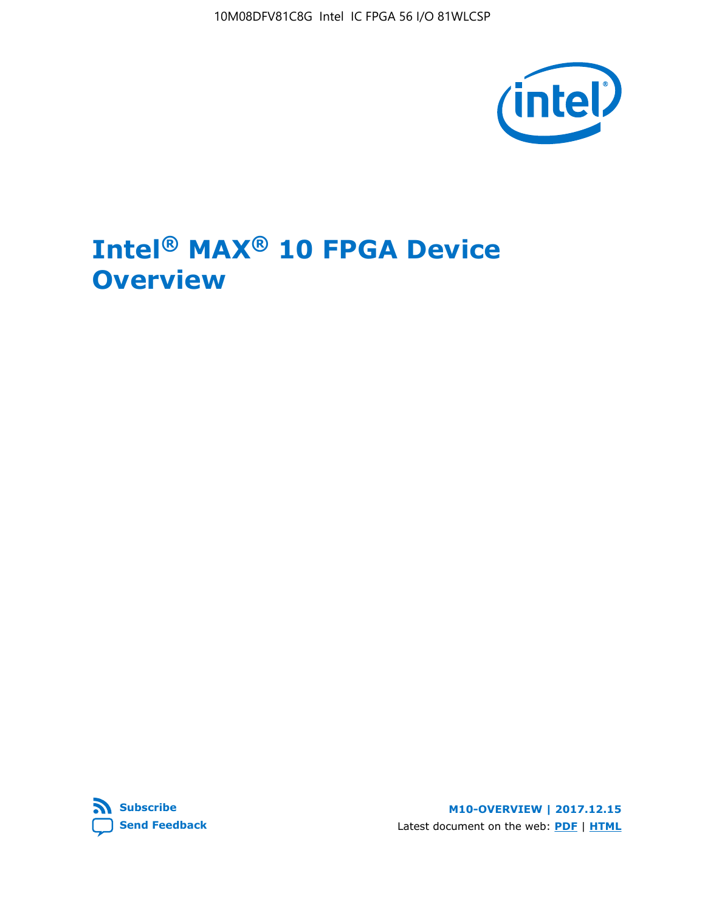10M08DFV81C8G Intel IC FPGA 56 I/O 81WLCSP

# Intel® MAX® 10 FPGA Device Overview

Subscribe

Send Feedback

**M10-OVERVIEW | 2017.12.15**

Latest document on the web: **PDF** | **HTML**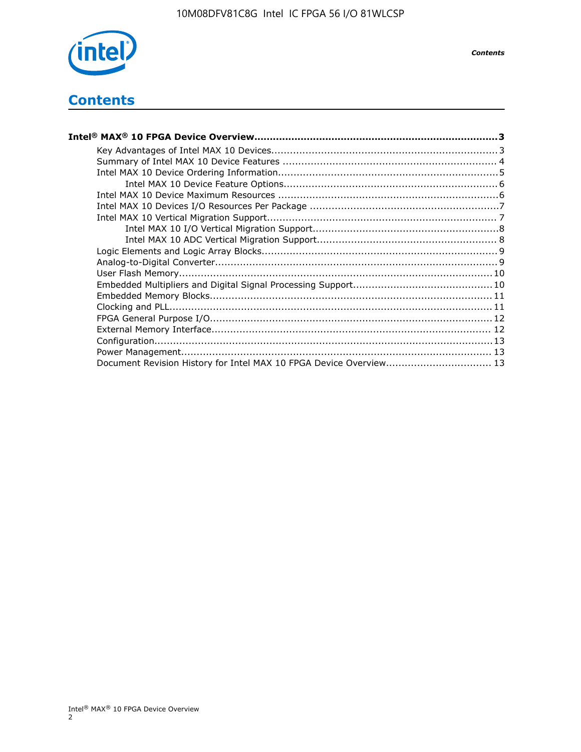# Contents

**Intel® MAX® 10 FPGA Device Overview....................................................................................3**

- Key Advantages of Intel MAX 10 Devices........................................................................3
- Summary of Intel MAX 10 Device Features ....................................................................4
- Intel MAX 10 Device Ordering Information.......................................................................5
    - Intel MAX 10 Device Feature Options.....................................................................6
- Intel MAX 10 Device Maximum Resources .......................................................................6
- Intel MAX 10 Devices I/O Resources Per Package ............................................................7
- Intel MAX 10 Vertical Migration Support.........................................................................7
    - Intel MAX 10 I/O Vertical Migration Support............................................................8
    - Intel MAX 10 ADC Vertical Migration Support..........................................................8
- Logic Elements and Logic Array Blocks............................................................................9
- Analog-to-Digital Converter..........................................................................................9
- User Flash Memory....................................................................................................10
- Embedded Multipliers and Digital Signal Processing Support............................................10
- Embedded Memory Blocks..........................................................................................11
- Clocking and PLL.......................................................................................................11
- FPGA General Purpose I/O..........................................................................................12
- External Memory Interface..........................................................................................12
- Configuration............................................................................................................13
- Power Management...................................................................................................13
- Document Revision History for Intel MAX 10 FPGA Device Overview..................................13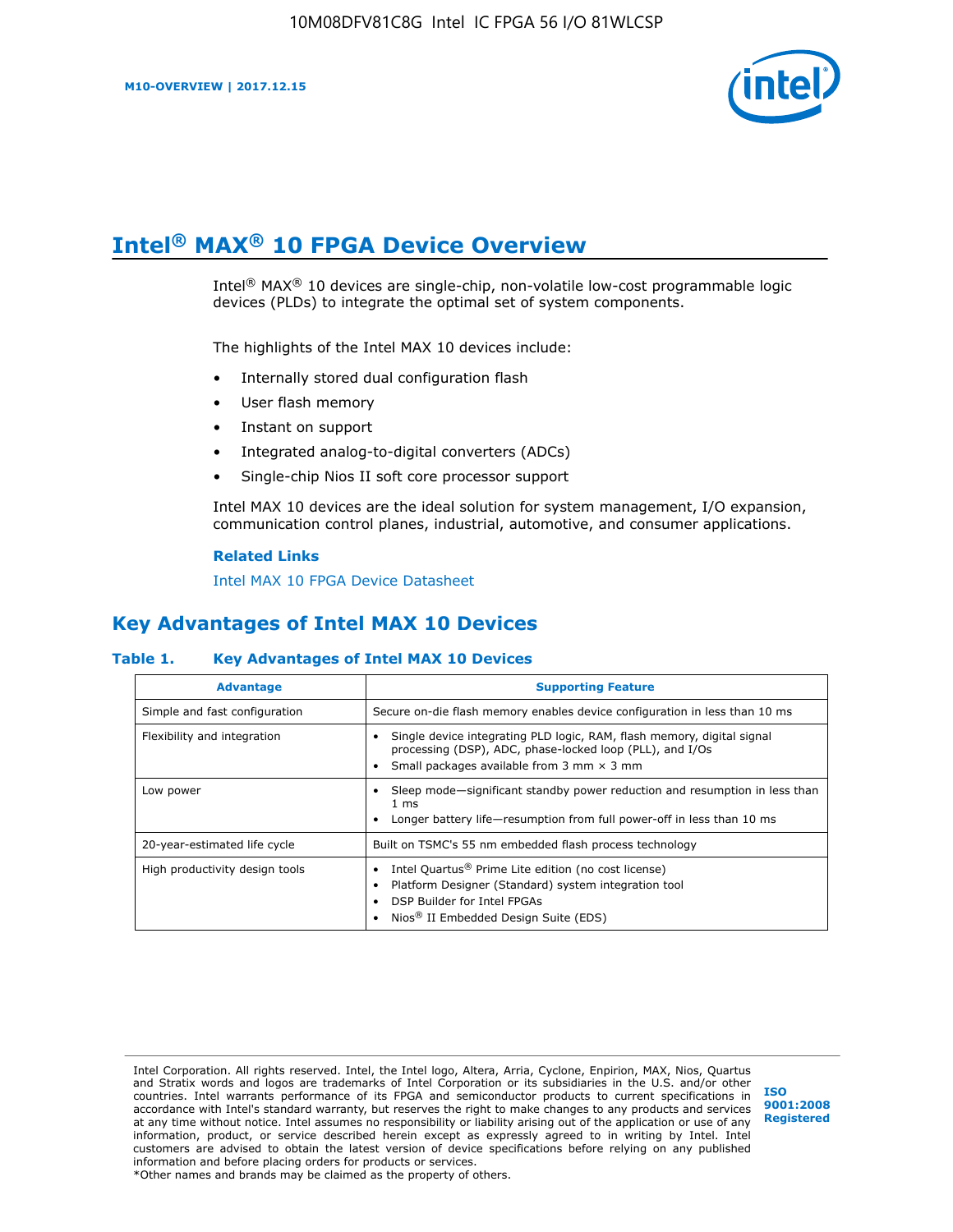# Intel® MAX® 10 FPGA Device Overview

Intel® MAX® 10 devices are single-chip, non-volatile low-cost programmable logic devices (PLDs) to integrate the optimal set of system components.

The highlights of the Intel MAX 10 devices include:

- Internally stored dual configuration flash
- User flash memory
- Instant on support
- Integrated analog-to-digital converters (ADCs)
- Single-chip Nios II soft core processor support

Intel MAX 10 devices are the ideal solution for system management, I/O expansion, communication control planes, industrial, automotive, and consumer applications.

**Related Links**

Intel MAX 10 FPGA Device Datasheet

## Key Advantages of Intel MAX 10 Devices

**Table 1. Key Advantages of Intel MAX 10 Devices**

| Advantage | Supporting Feature |
|---|---|
| Simple and fast configuration | Secure on-die flash memory enables device configuration in less than 10 ms |
| Flexibility and integration | • Single device integrating PLD logic, RAM, flash memory, digital signal processing (DSP), ADC, phase-locked loop (PLL), and I/Os<br>• Small packages available from 3 mm × 3 mm |
| Low power | • Sleep mode—significant standby power reduction and resumption in less than 1 ms<br>• Longer battery life—resumption from full power-off in less than 10 ms |
| 20-year-estimated life cycle | Built on TSMC's 55 nm embedded flash process technology |
| High productivity design tools | • Intel Quartus® Prime Lite edition (no cost license)<br>• Platform Designer (Standard) system integration tool<br>• DSP Builder for Intel FPGAs<br>• Nios® II Embedded Design Suite (EDS) |

Intel Corporation. All rights reserved. Intel, the Intel logo, Altera, Arria, Cyclone, Enpirion, MAX, Nios, Quartus and Stratix words and logos are trademarks of Intel Corporation or its subsidiaries in the U.S. and/or other countries. Intel warrants performance of its FPGA and semiconductor products to current specifications in accordance with Intel's standard warranty, but reserves the right to make changes to any products and services at any time without notice. Intel assumes no responsibility or liability arising out of the application or use of any information, product, or service described herein except as expressly agreed to in writing by Intel. Intel customers are advised to obtain the latest version of device specifications before relying on any published information and before placing orders for products or services.
*Other names and brands may be claimed as the property of others.

ISO 9001:2008 Registered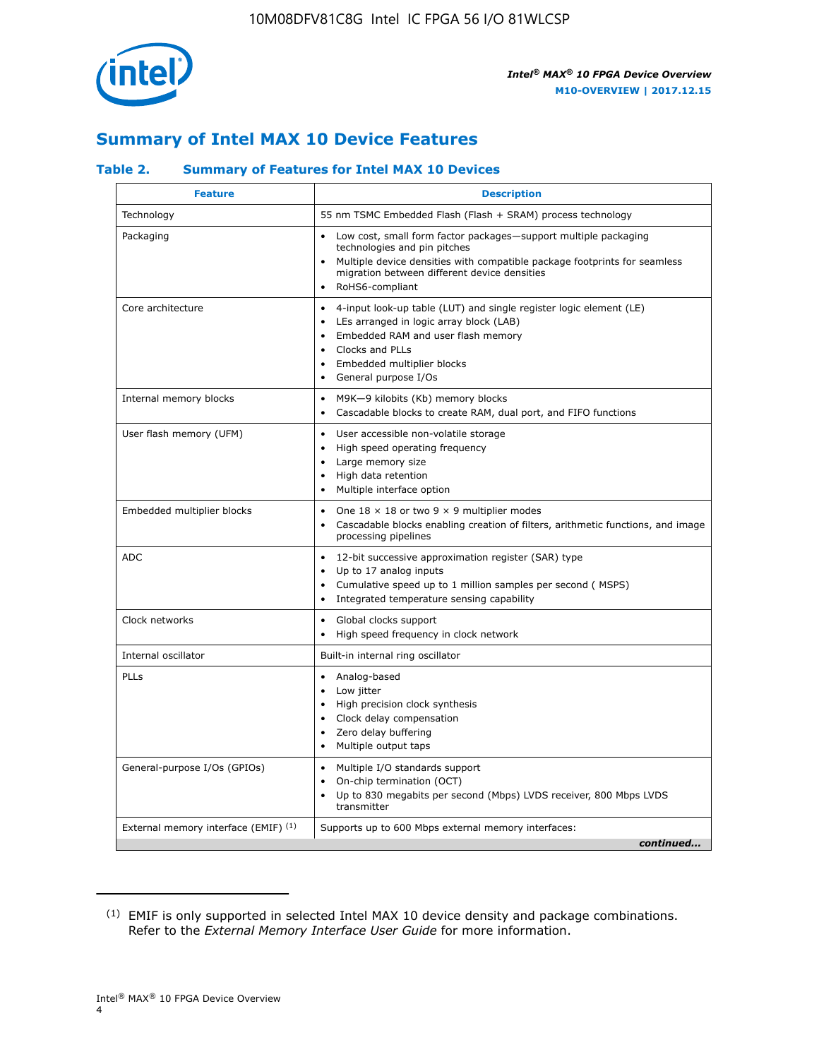## Summary of Intel MAX 10 Device Features

### Table 2. Summary of Features for Intel MAX 10 Devices

| Feature | Description |
|---|---|
| Technology | 55 nm TSMC Embedded Flash (Flash + SRAM) process technology |
| Packaging | • Low cost, small form factor packages—support multiple packaging technologies and pin pitches<br>• Multiple device densities with compatible package footprints for seamless migration between different device densities<br>• RoHS6-compliant |
| Core architecture | • 4-input look-up table (LUT) and single register logic element (LE)<br>• LEs arranged in logic array block (LAB)<br>• Embedded RAM and user flash memory<br>• Clocks and PLLs<br>• Embedded multiplier blocks<br>• General purpose I/Os |
| Internal memory blocks | • M9K—9 kilobits (Kb) memory blocks<br>• Cascadable blocks to create RAM, dual port, and FIFO functions |
| User flash memory (UFM) | • User accessible non-volatile storage<br>• High speed operating frequency<br>• Large memory size<br>• High data retention<br>• Multiple interface option |
| Embedded multiplier blocks | • One 18 × 18 or two 9 × 9 multiplier modes<br>• Cascadable blocks enabling creation of filters, arithmetic functions, and image processing pipelines |
| ADC | • 12-bit successive approximation register (SAR) type<br>• Up to 17 analog inputs<br>• Cumulative speed up to 1 million samples per second ( MSPS)<br>• Integrated temperature sensing capability |
| Clock networks | • Global clocks support<br>• High speed frequency in clock network |
| Internal oscillator | Built-in internal ring oscillator |
| PLLs | • Analog-based<br>• Low jitter<br>• High precision clock synthesis<br>• Clock delay compensation<br>• Zero delay buffering<br>• Multiple output taps |
| General-purpose I/Os (GPIOs) | • Multiple I/O standards support<br>• On-chip termination (OCT)<br>• Up to 830 megabits per second (Mbps) LVDS receiver, 800 Mbps LVDS transmitter |
| External memory interface (EMIF) [(1)] | Supports up to 600 Mbps external memory interfaces: |

*continued...*

(1) EMIF is only supported in selected Intel MAX 10 device density and package combinations. Refer to the *External Memory Interface User Guide* for more information.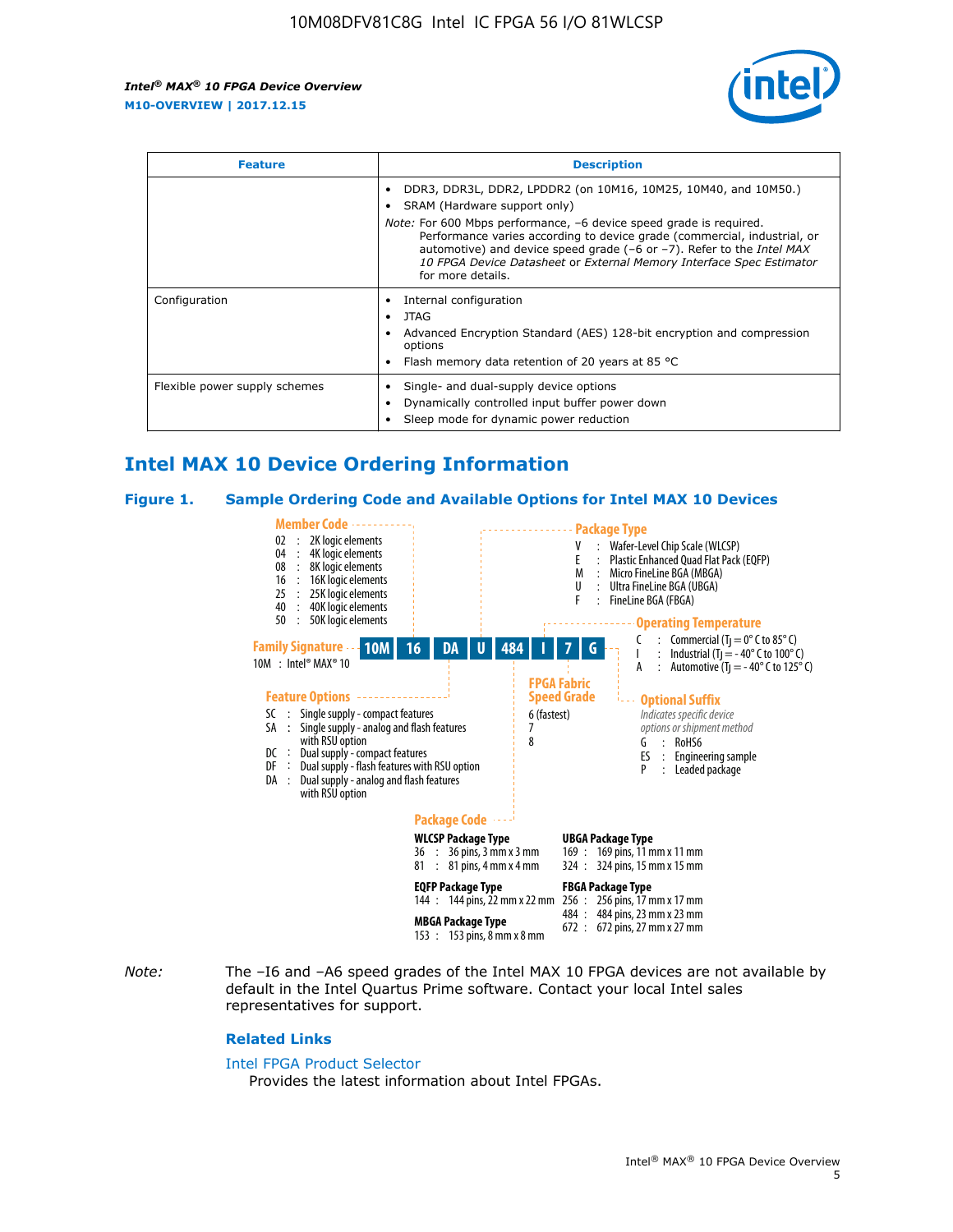| Feature | Description |
| --- | --- |
| | • DDR3, DDR3L, DDR2, LPDDR2 (on 10M16, 10M25, 10M40, and 10M50.)<br>• SRAM (Hardware support only)<br>*Note:* For 600 Mbps performance, –6 device speed grade is required. Performance varies according to device grade (commercial, industrial, or automotive) and device speed grade (–6 or –7). Refer to the *Intel MAX 10 FPGA Device Datasheet* or *External Memory Interface Spec Estimator* for more details. |
| Configuration | • Internal configuration<br>• JTAG<br>• Advanced Encryption Standard (AES) 128-bit encryption and compression options<br>• Flash memory data retention of 20 years at 85 °C |
| Flexible power supply schemes | • Single- and dual-supply device options<br>• Dynamically controlled input buffer power down<br>• Sleep mode for dynamic power reduction |

## Intel MAX 10 Device Ordering Information

### Figure 1. Sample Ordering Code and Available Options for Intel MAX 10 Devices

Sample ordering code: 10M 16 DA U 484 I 7 G

**Family Signature**
10M : Intel® MAX® 10

**Member Code**
- 02 : 2K logic elements
- 04 : 4K logic elements
- 08 : 8K logic elements
- 16 : 16K logic elements
- 25 : 25K logic elements
- 40 : 40K logic elements
- 50 : 50K logic elements

**Feature Options**
- SC : Single supply - compact features
- SA : Single supply - analog and flash features with RSU option
- DC : Dual supply - compact features
- DF : Dual supply - flash features with RSU option
- DA : Dual supply - analog and flash features with RSU option

**Package Type**
- V : Wafer-Level Chip Scale (WLCSP)
- E : Plastic Enhanced Quad Flat Pack (EQFP)
- M : Micro FineLine BGA (MBGA)
- U : Ultra FineLine BGA (UBGA)
- F : FineLine BGA (FBGA)

**Package Code**

WLCSP Package Type
- 36 : 36 pins, 3 mm x 3 mm
- 81 : 81 pins, 4 mm x 4 mm

EQFP Package Type
- 144 : 144 pins, 22 mm x 22 mm

MBGA Package Type
- 153 : 153 pins, 8 mm x 8 mm

UBGA Package Type
- 169 : 169 pins, 11 mm x 11 mm
- 324 : 324 pins, 15 mm x 15 mm

FBGA Package Type
- 256 : 256 pins, 17 mm x 17 mm
- 484 : 484 pins, 23 mm x 23 mm
- 672 : 672 pins, 27 mm x 27 mm

**Operating Temperature**
- C : Commercial ($T_J$ = 0° C to 85° C)
- I : Industrial ($T_J$ = - 40° C to 100° C)
- A : Automotive ($T_J$ = - 40° C to 125° C)

**FPGA Fabric Speed Grade**
- 6 (fastest)
- 7
- 8

**Optional Suffix**
*Indicates specific device options or shipment method*
- G : RoHS6
- ES : Engineering sample
- P : Leaded package

*Note:* The –I6 and –A6 speed grades of the Intel MAX 10 FPGA devices are not available by default in the Intel Quartus Prime software. Contact your local Intel sales representatives for support.

### Related Links

Intel FPGA Product Selector
Provides the latest information about Intel FPGAs.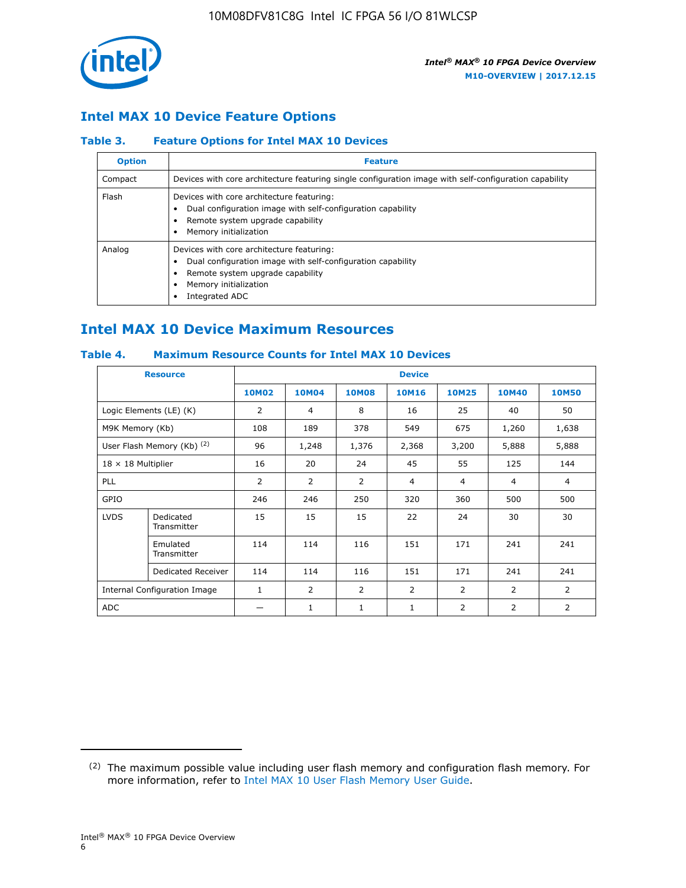## Intel MAX 10 Device Feature Options

### Table 3. Feature Options for Intel MAX 10 Devices

| Option | Feature |
| --- | --- |
| Compact | Devices with core architecture featuring single configuration image with self-configuration capability |
| Flash | Devices with core architecture featuring:<br>• Dual configuration image with self-configuration capability<br>• Remote system upgrade capability<br>• Memory initialization |
| Analog | Devices with core architecture featuring:<br>• Dual configuration image with self-configuration capability<br>• Remote system upgrade capability<br>• Memory initialization<br>• Integrated ADC |

## Intel MAX 10 Device Maximum Resources

### Table 4. Maximum Resource Counts for Intel MAX 10 Devices

| Resource | | Device | | | | | | |
| --- | --- | --- | --- | --- | --- | --- | --- | --- |
| | | 10M02 | 10M04 | 10M08 | 10M16 | 10M25 | 10M40 | 10M50 |
| Logic Elements (LE) (K) | | 2 | 4 | 8 | 16 | 25 | 40 | 50 |
| M9K Memory (Kb) | | 108 | 189 | 378 | 549 | 675 | 1,260 | 1,638 |
| User Flash Memory (Kb) (2) | | 96 | 1,248 | 1,376 | 2,368 | 3,200 | 5,888 | 5,888 |
| 18 × 18 Multiplier | | 16 | 20 | 24 | 45 | 55 | 125 | 144 |
| PLL | | 2 | 2 | 2 | 4 | 4 | 4 | 4 |
| GPIO | | 246 | 246 | 250 | 320 | 360 | 500 | 500 |
| LVDS | Dedicated Transmitter | 15 | 15 | 15 | 22 | 24 | 30 | 30 |
| | Emulated Transmitter | 114 | 114 | 116 | 151 | 171 | 241 | 241 |
| | Dedicated Receiver | 114 | 114 | 116 | 151 | 171 | 241 | 241 |
| Internal Configuration Image | | 1 | 2 | 2 | 2 | 2 | 2 | 2 |
| ADC | | — | 1 | 1 | 1 | 2 | 2 | 2 |

(2) The maximum possible value including user flash memory and configuration flash memory. For more information, refer to Intel MAX 10 User Flash Memory User Guide.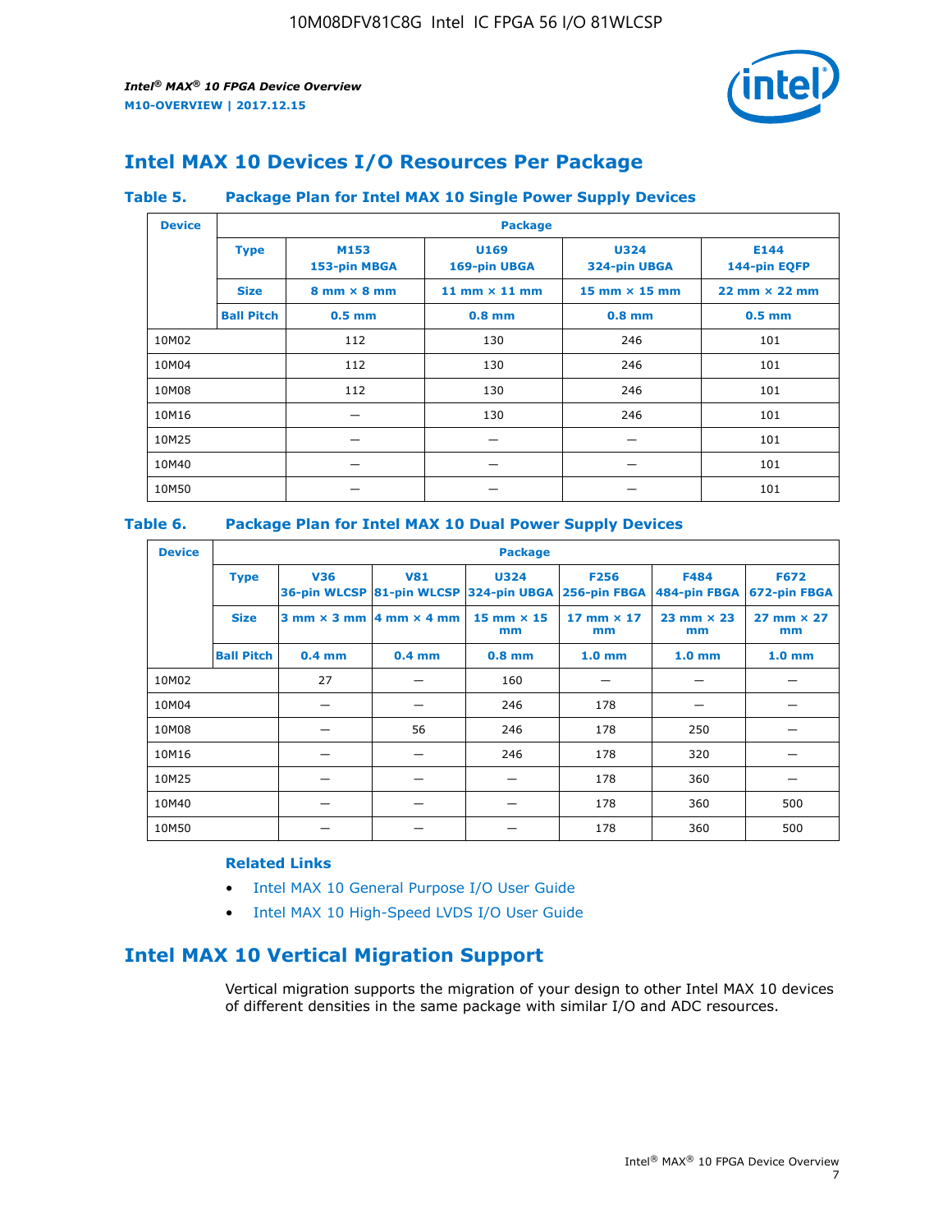## Intel MAX 10 Devices I/O Resources Per Package

**Table 5. Package Plan for Intel MAX 10 Single Power Supply Devices**

| Device | Package | | | | |
|---|---|---|---|---|---|
| | **Type** | **M153 153-pin MBGA** | **U169 169-pin UBGA** | **U324 324-pin UBGA** | **E144 144-pin EQFP** |
| | **Size** | **8 mm × 8 mm** | **11 mm × 11 mm** | **15 mm × 15 mm** | **22 mm × 22 mm** |
| | **Ball Pitch** | **0.5 mm** | **0.8 mm** | **0.8 mm** | **0.5 mm** |
| 10M02 | | 112 | 130 | 246 | 101 |
| 10M04 | | 112 | 130 | 246 | 101 |
| 10M08 | | 112 | 130 | 246 | 101 |
| 10M16 | | — | 130 | 246 | 101 |
| 10M25 | | — | — | — | 101 |
| 10M40 | | — | — | — | 101 |
| 10M50 | | — | — | — | 101 |

**Table 6. Package Plan for Intel MAX 10 Dual Power Supply Devices**

| Device | Package | | | | | | |
|---|---|---|---|---|---|---|---|
| | **Type** | **V36 36-pin WLCSP** | **V81 81-pin WLCSP** | **U324 324-pin UBGA** | **F256 256-pin FBGA** | **F484 484-pin FBGA** | **F672 672-pin FBGA** |
| | **Size** | **3 mm × 3 mm** | **4 mm × 4 mm** | **15 mm × 15 mm** | **17 mm × 17 mm** | **23 mm × 23 mm** | **27 mm × 27 mm** |
| | **Ball Pitch** | **0.4 mm** | **0.4 mm** | **0.8 mm** | **1.0 mm** | **1.0 mm** | **1.0 mm** |
| 10M02 | | 27 | — | 160 | — | — | — |
| 10M04 | | — | — | 246 | 178 | — | — |
| 10M08 | | — | 56 | 246 | 178 | 250 | — |
| 10M16 | | — | — | 246 | 178 | 320 | — |
| 10M25 | | — | — | — | 178 | 360 | — |
| 10M40 | | — | — | — | 178 | 360 | 500 |
| 10M50 | | — | — | — | 178 | 360 | 500 |

**Related Links**

- Intel MAX 10 General Purpose I/O User Guide
- Intel MAX 10 High-Speed LVDS I/O User Guide

## Intel MAX 10 Vertical Migration Support

Vertical migration supports the migration of your design to other Intel MAX 10 devices of different densities in the same package with similar I/O and ADC resources.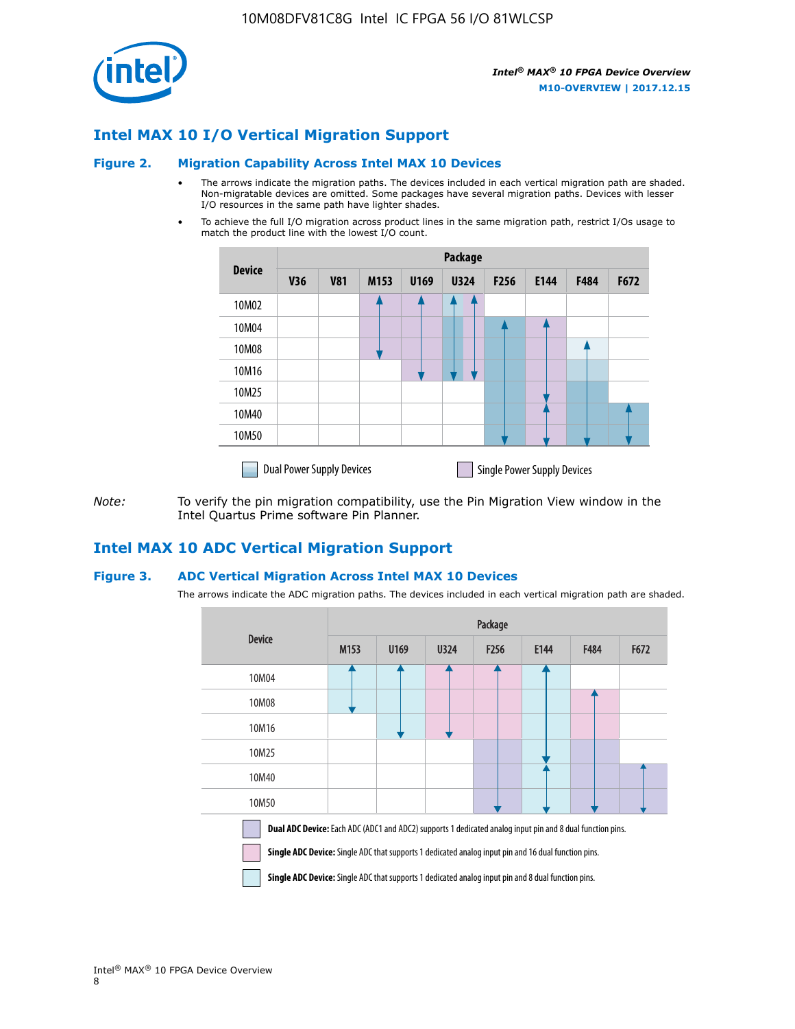## Intel MAX 10 I/O Vertical Migration Support

### Figure 2. Migration Capability Across Intel MAX 10 Devices

- The arrows indicate the migration paths. The devices included in each vertical migration path are shaded. Non-migratable devices are omitted. Some packages have several migration paths. Devices with lesser I/O resources in the same path have lighter shades.
- To achieve the full I/O migration across product lines in the same migration path, restrict I/Os usage to match the product line with the lowest I/O count.

| Device | Package | | | | | | | | |
|---|---|---|---|---|---|---|---|---|---|
| | V36 | V81 | M153 | U169 | U324 | F256 | E144 | F484 | F672 |
| 10M02 | | | | | | | | | |
| 10M04 | | | | | | | | | |
| 10M08 | | | | | | | | | |
| 10M16 | | | | | | | | | |
| 10M25 | | | | | | | | | |
| 10M40 | | | | | | | | | |
| 10M50 | | | | | | | | | |

Dual Power Supply Devices | Single Power Supply Devices

*Note:* To verify the pin migration compatibility, use the Pin Migration View window in the Intel Quartus Prime software Pin Planner.

## Intel MAX 10 ADC Vertical Migration Support

### Figure 3. ADC Vertical Migration Across Intel MAX 10 Devices

The arrows indicate the ADC migration paths. The devices included in each vertical migration path are shaded.

| Device | Package | | | | | | |
|---|---|---|---|---|---|---|---|
| | M153 | U169 | U324 | F256 | E144 | F484 | F672 |
| 10M04 | | | | | | | |
| 10M08 | | | | | | | |
| 10M16 | | | | | | | |
| 10M25 | | | | | | | |
| 10M40 | | | | | | | |
| 10M50 | | | | | | | |

**Dual ADC Device:** Each ADC (ADC1 and ADC2) supports 1 dedicated analog input pin and 8 dual function pins.

**Single ADC Device:** Single ADC that supports 1 dedicated analog input pin and 16 dual function pins.

**Single ADC Device:** Single ADC that supports 1 dedicated analog input pin and 8 dual function pins.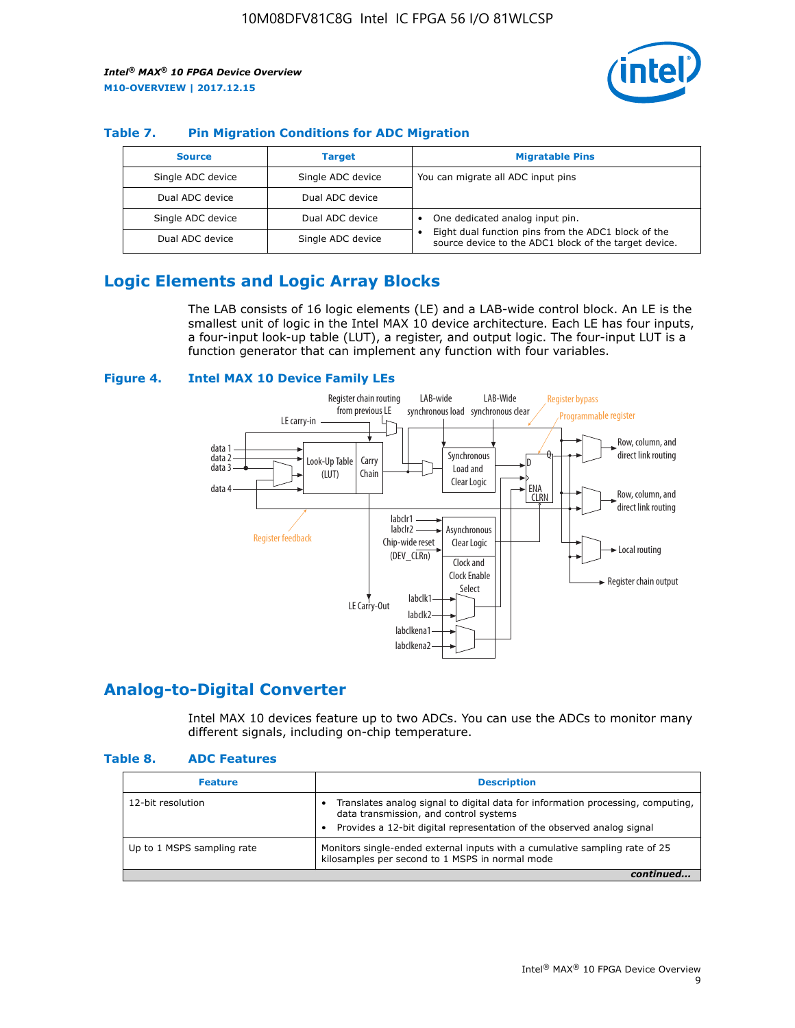### Table 7. Pin Migration Conditions for ADC Migration

| Source | Target | Migratable Pins |
| --- | --- | --- |
| Single ADC device | Single ADC device | You can migrate all ADC input pins |
| Dual ADC device | Dual ADC device | |
| Single ADC device | Dual ADC device | • One dedicated analog input pin. • Eight dual function pins from the ADC1 block of the source device to the ADC1 block of the target device. |
| Dual ADC device | Single ADC device | |

## Logic Elements and Logic Array Blocks

The LAB consists of 16 logic elements (LE) and a LAB-wide control block. An LE is the smallest unit of logic in the Intel MAX 10 device architecture. Each LE has four inputs, a four-input look-up table (LUT), a register, and output logic. The four-input LUT is a function generator that can implement any function with four variables.

### Figure 4. Intel MAX 10 Device Family LEs

## Analog-to-Digital Converter

Intel MAX 10 devices feature up to two ADCs. You can use the ADCs to monitor many different signals, including on-chip temperature.

### Table 8. ADC Features

| Feature | Description |
| --- | --- |
| 12-bit resolution | • Translates analog signal to digital data for information processing, computing, data transmission, and control systems • Provides a 12-bit digital representation of the observed analog signal |
| Up to 1 MSPS sampling rate | Monitors single-ended external inputs with a cumulative sampling rate of 25 kilosamples per second to 1 MSPS in normal mode |

*continued...*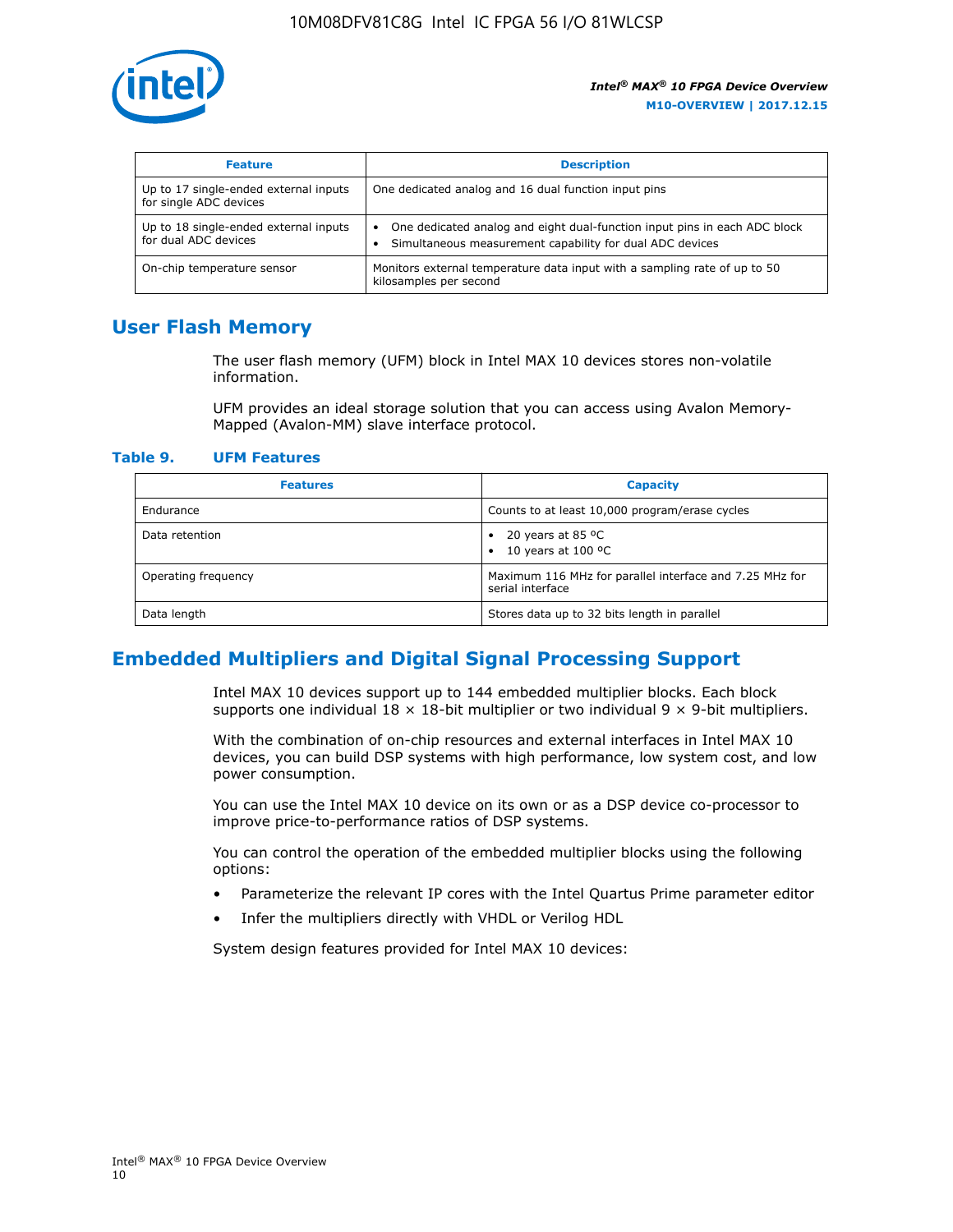| Feature | Description |
| --- | --- |
| Up to 17 single-ended external inputs for single ADC devices | One dedicated analog and 16 dual function input pins |
| Up to 18 single-ended external inputs for dual ADC devices | • One dedicated analog and eight dual-function input pins in each ADC block<br>• Simultaneous measurement capability for dual ADC devices |
| On-chip temperature sensor | Monitors external temperature data input with a sampling rate of up to 50 kilosamples per second |

## User Flash Memory

The user flash memory (UFM) block in Intel MAX 10 devices stores non-volatile information.

UFM provides an ideal storage solution that you can access using Avalon Memory-Mapped (Avalon-MM) slave interface protocol.

**Table 9. UFM Features**

| Features | Capacity |
| --- | --- |
| Endurance | Counts to at least 10,000 program/erase cycles |
| Data retention | • 20 years at 85 ºC<br>• 10 years at 100 ºC |
| Operating frequency | Maximum 116 MHz for parallel interface and 7.25 MHz for serial interface |
| Data length | Stores data up to 32 bits length in parallel |

## Embedded Multipliers and Digital Signal Processing Support

Intel MAX 10 devices support up to 144 embedded multiplier blocks. Each block supports one individual 18 × 18-bit multiplier or two individual 9 × 9-bit multipliers.

With the combination of on-chip resources and external interfaces in Intel MAX 10 devices, you can build DSP systems with high performance, low system cost, and low power consumption.

You can use the Intel MAX 10 device on its own or as a DSP device co-processor to improve price-to-performance ratios of DSP systems.

You can control the operation of the embedded multiplier blocks using the following options:

- Parameterize the relevant IP cores with the Intel Quartus Prime parameter editor
- Infer the multipliers directly with VHDL or Verilog HDL

System design features provided for Intel MAX 10 devices: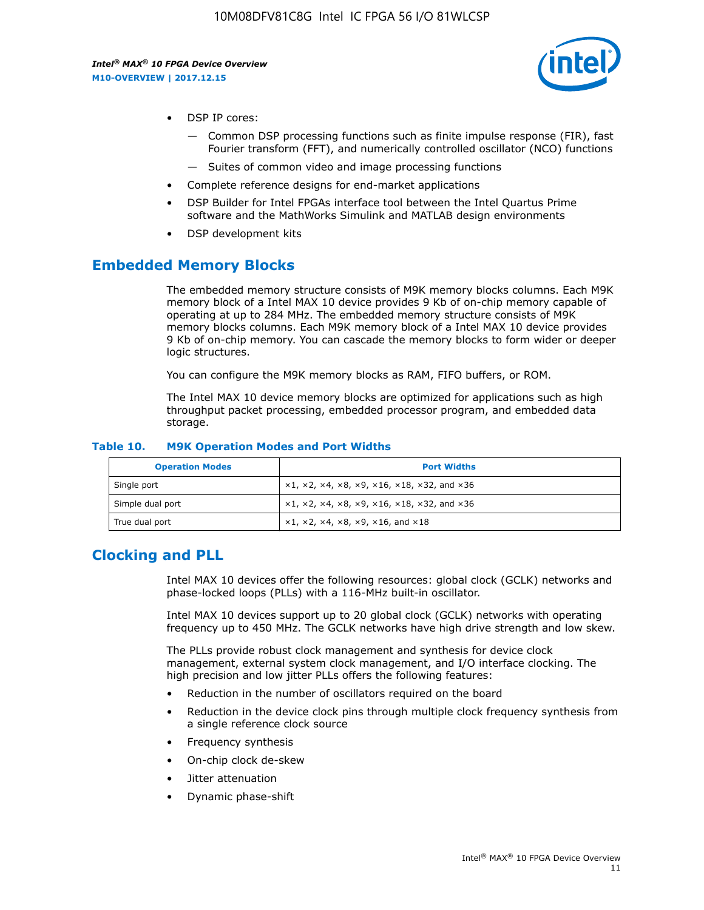- DSP IP cores:
    - — Common DSP processing functions such as finite impulse response (FIR), fast Fourier transform (FFT), and numerically controlled oscillator (NCO) functions
    - — Suites of common video and image processing functions
- Complete reference designs for end-market applications
- DSP Builder for Intel FPGAs interface tool between the Intel Quartus Prime software and the MathWorks Simulink and MATLAB design environments
- DSP development kits

## Embedded Memory Blocks

The embedded memory structure consists of M9K memory blocks columns. Each M9K memory block of a Intel MAX 10 device provides 9 Kb of on-chip memory capable of operating at up to 284 MHz. The embedded memory structure consists of M9K memory blocks columns. Each M9K memory block of a Intel MAX 10 device provides 9 Kb of on-chip memory. You can cascade the memory blocks to form wider or deeper logic structures.

You can configure the M9K memory blocks as RAM, FIFO buffers, or ROM.

The Intel MAX 10 device memory blocks are optimized for applications such as high throughput packet processing, embedded processor program, and embedded data storage.

**Table 10. M9K Operation Modes and Port Widths**

| Operation Modes | Port Widths |
| --- | --- |
| Single port | ×1, ×2, ×4, ×8, ×9, ×16, ×18, ×32, and ×36 |
| Simple dual port | ×1, ×2, ×4, ×8, ×9, ×16, ×18, ×32, and ×36 |
| True dual port | ×1, ×2, ×4, ×8, ×9, ×16, and ×18 |

## Clocking and PLL

Intel MAX 10 devices offer the following resources: global clock (GCLK) networks and phase-locked loops (PLLs) with a 116-MHz built-in oscillator.

Intel MAX 10 devices support up to 20 global clock (GCLK) networks with operating frequency up to 450 MHz. The GCLK networks have high drive strength and low skew.

The PLLs provide robust clock management and synthesis for device clock management, external system clock management, and I/O interface clocking. The high precision and low jitter PLLs offers the following features:

- Reduction in the number of oscillators required on the board
- Reduction in the device clock pins through multiple clock frequency synthesis from a single reference clock source
- Frequency synthesis
- On-chip clock de-skew
- Jitter attenuation
- Dynamic phase-shift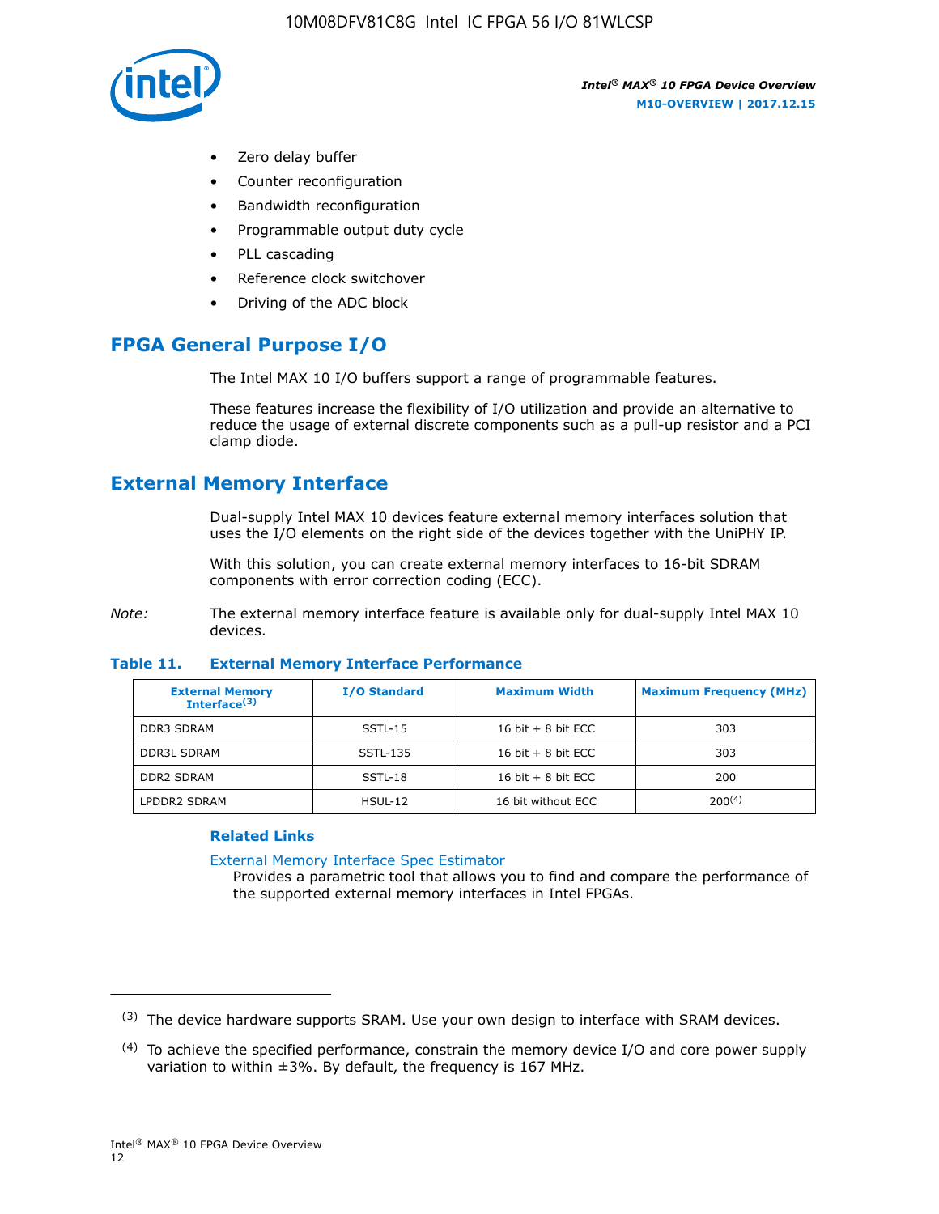- Zero delay buffer
- Counter reconfiguration
- Bandwidth reconfiguration
- Programmable output duty cycle
- PLL cascading
- Reference clock switchover
- Driving of the ADC block

## FPGA General Purpose I/O

The Intel MAX 10 I/O buffers support a range of programmable features.

These features increase the flexibility of I/O utilization and provide an alternative to reduce the usage of external discrete components such as a pull-up resistor and a PCI clamp diode.

## External Memory Interface

Dual-supply Intel MAX 10 devices feature external memory interfaces solution that uses the I/O elements on the right side of the devices together with the UniPHY IP.

With this solution, you can create external memory interfaces to 16-bit SDRAM components with error correction coding (ECC).

*Note:* The external memory interface feature is available only for dual-supply Intel MAX 10 devices.

**Table 11. External Memory Interface Performance**

| External Memory Interface[(3)] | I/O Standard | Maximum Width | Maximum Frequency (MHz) |
|---|---|---|---|
| DDR3 SDRAM | SSTL-15 | 16 bit + 8 bit ECC | 303 |
| DDR3L SDRAM | SSTL-135 | 16 bit + 8 bit ECC | 303 |
| DDR2 SDRAM | SSTL-18 | 16 bit + 8 bit ECC | 200 |
| LPDDR2 SDRAM | HSUL-12 | 16 bit without ECC | 200[(4)] |

### Related Links

External Memory Interface Spec Estimator
Provides a parametric tool that allows you to find and compare the performance of the supported external memory interfaces in Intel FPGAs.

---

(3) The device hardware supports SRAM. Use your own design to interface with SRAM devices.

(4) To achieve the specified performance, constrain the memory device I/O and core power supply variation to within ±3%. By default, the frequency is 167 MHz.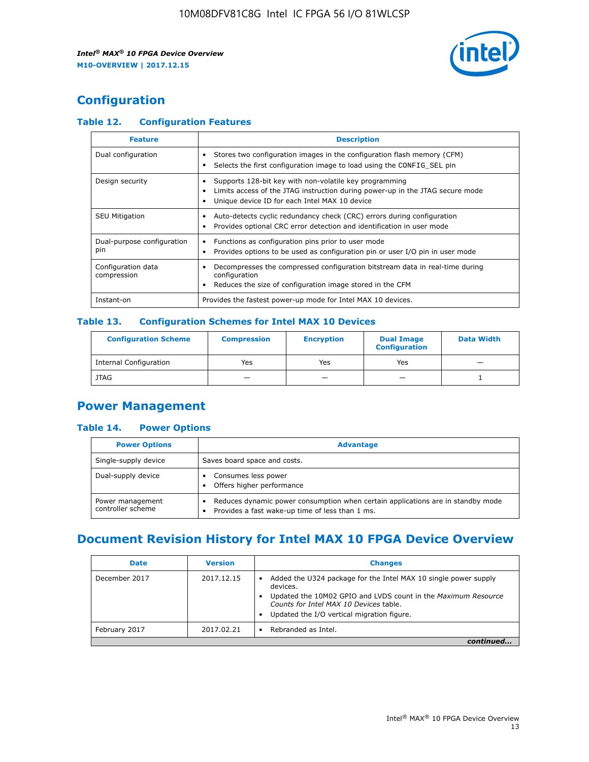## Configuration

### Table 12. Configuration Features

| Feature | Description |
|---|---|
| Dual configuration | • Stores two configuration images in the configuration flash memory (CFM)<br>• Selects the first configuration image to load using the CONFIG_SEL pin |
| Design security | • Supports 128-bit key with non-volatile key programming<br>• Limits access of the JTAG instruction during power-up in the JTAG secure mode<br>• Unique device ID for each Intel MAX 10 device |
| SEU Mitigation | • Auto-detects cyclic redundancy check (CRC) errors during configuration<br>• Provides optional CRC error detection and identification in user mode |
| Dual-purpose configuration pin | • Functions as configuration pins prior to user mode<br>• Provides options to be used as configuration pin or user I/O pin in user mode |
| Configuration data compression | • Decompresses the compressed configuration bitstream data in real-time during configuration<br>• Reduces the size of configuration image stored in the CFM |
| Instant-on | Provides the fastest power-up mode for Intel MAX 10 devices. |

### Table 13. Configuration Schemes for Intel MAX 10 Devices

| Configuration Scheme | Compression | Encryption | Dual Image Configuration | Data Width |
|---|---|---|---|---|
| Internal Configuration | Yes | Yes | Yes | — |
| JTAG | — | — | — | 1 |

## Power Management

### Table 14. Power Options

| Power Options | Advantage |
|---|---|
| Single-supply device | Saves board space and costs. |
| Dual-supply device | • Consumes less power<br>• Offers higher performance |
| Power management controller scheme | • Reduces dynamic power consumption when certain applications are in standby mode<br>• Provides a fast wake-up time of less than 1 ms. |

## Document Revision History for Intel MAX 10 FPGA Device Overview

| Date | Version | Changes |
|---|---|---|
| December 2017 | 2017.12.15 | • Added the U324 package for the Intel MAX 10 single power supply devices.<br>• Updated the 10M02 GPIO and LVDS count in the *Maximum Resource Counts for Intel MAX 10 Devices* table.<br>• Updated the I/O vertical migration figure. |
| February 2017 | 2017.02.21 | • Rebranded as Intel. |

*continued...*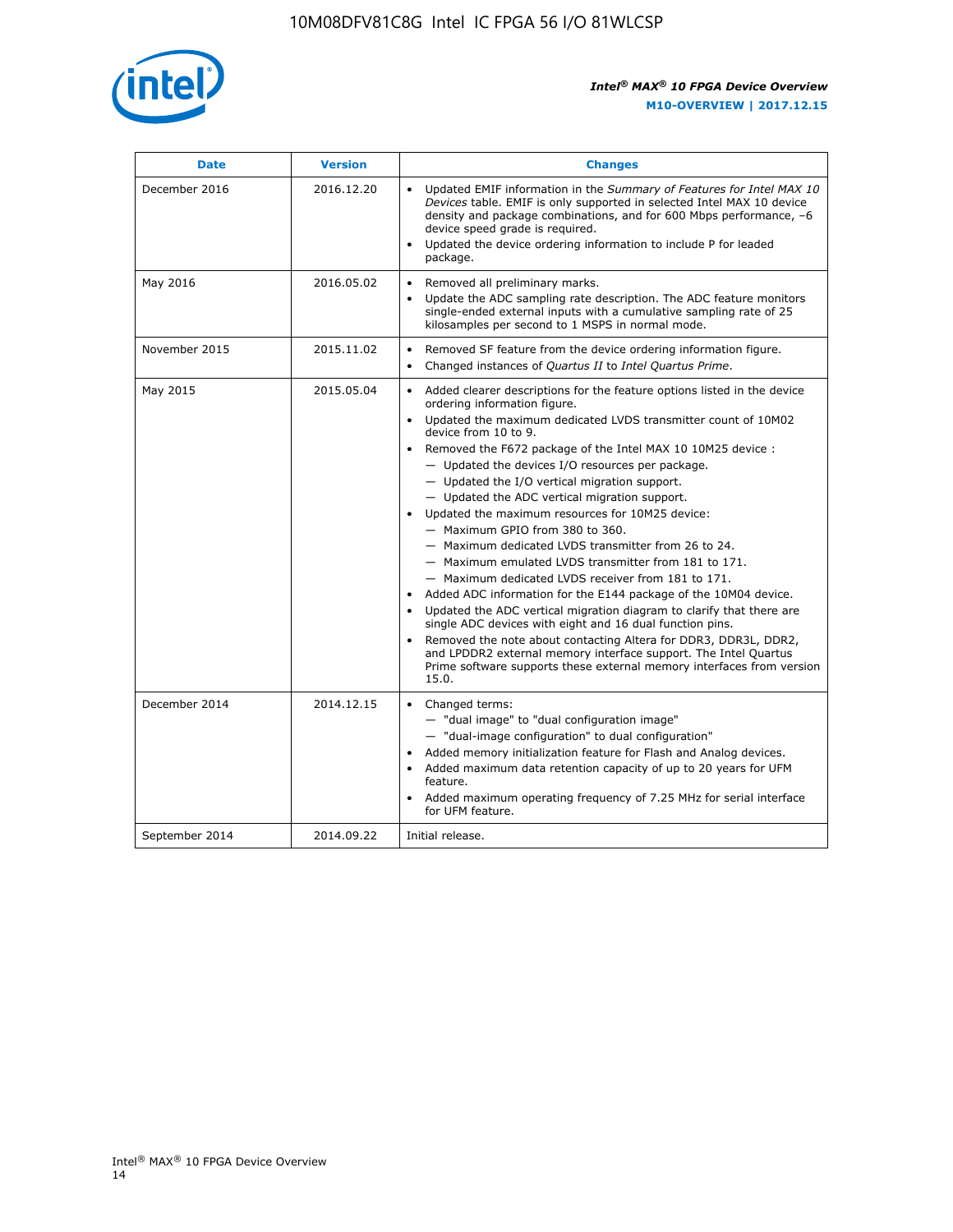| Date | Version | Changes |
| --- | --- | --- |
| December 2016 | 2016.12.20 | • Updated EMIF information in the *Summary of Features for Intel MAX 10 Devices* table. EMIF is only supported in selected Intel MAX 10 device density and package combinations, and for 600 Mbps performance, –6 device speed grade is required.<br>• Updated the device ordering information to include P for leaded package. |
| May 2016 | 2016.05.02 | • Removed all preliminary marks.<br>• Update the ADC sampling rate description. The ADC feature monitors single-ended external inputs with a cumulative sampling rate of 25 kilosamples per second to 1 MSPS in normal mode. |
| November 2015 | 2015.11.02 | • Removed SF feature from the device ordering information figure.<br>• Changed instances of *Quartus II* to *Intel Quartus Prime*. |
| May 2015 | 2015.05.04 | • Added clearer descriptions for the feature options listed in the device ordering information figure.<br>• Updated the maximum dedicated LVDS transmitter count of 10M02 device from 10 to 9.<br>• Removed the F672 package of the Intel MAX 10 10M25 device :<br>— Updated the devices I/O resources per package.<br>— Updated the I/O vertical migration support.<br>— Updated the ADC vertical migration support.<br>• Updated the maximum resources for 10M25 device:<br>— Maximum GPIO from 380 to 360.<br>— Maximum dedicated LVDS transmitter from 26 to 24.<br>— Maximum emulated LVDS transmitter from 181 to 171.<br>— Maximum dedicated LVDS receiver from 181 to 171.<br>• Added ADC information for the E144 package of the 10M04 device.<br>• Updated the ADC vertical migration diagram to clarify that there are single ADC devices with eight and 16 dual function pins.<br>• Removed the note about contacting Altera for DDR3, DDR3L, DDR2, and LPDDR2 external memory interface support. The Intel Quartus Prime software supports these external memory interfaces from version 15.0. |
| December 2014 | 2014.12.15 | • Changed terms:<br>— "dual image" to "dual configuration image"<br>— "dual-image configuration" to dual configuration"<br>• Added memory initialization feature for Flash and Analog devices.<br>• Added maximum data retention capacity of up to 20 years for UFM feature.<br>• Added maximum operating frequency of 7.25 MHz for serial interface for UFM feature. |
| September 2014 | 2014.09.22 | Initial release. |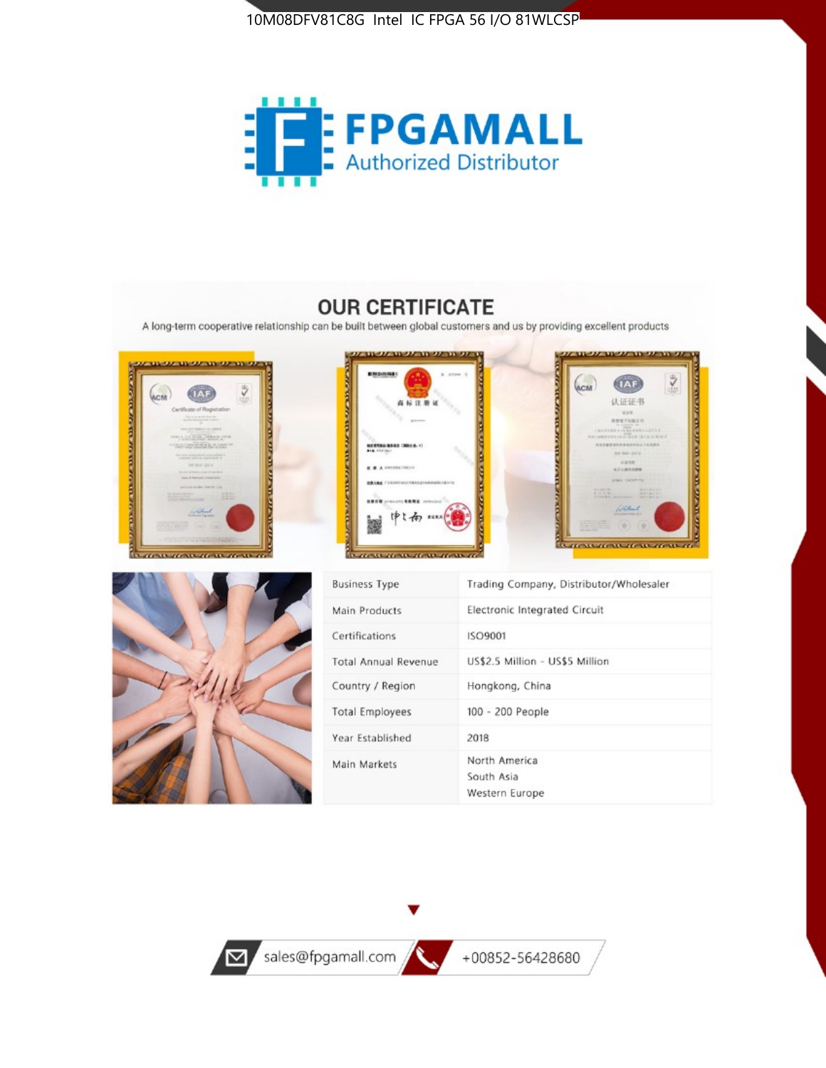FPGAMALL
Authorized Distributor

## OUR CERTIFICATE

A long-term cooperative relationship can be built between global customers and us by providing excellent products

| | |
|---|---|
| Business Type | Trading Company, Distributor/Wholesaler |
| Main Products | Electronic Integrated Circuit |
| Certifications | ISO9001 |
| Total Annual Revenue | US$2.5 Million - US$5 Million |
| Country / Region | Hongkong, China |
| Total Employees | 100 - 200 People |
| Year Established | 2018 |
| Main Markets | North America<br>South Asia<br>Western Europe |

sales@fpgamall.com

+00852-56428680